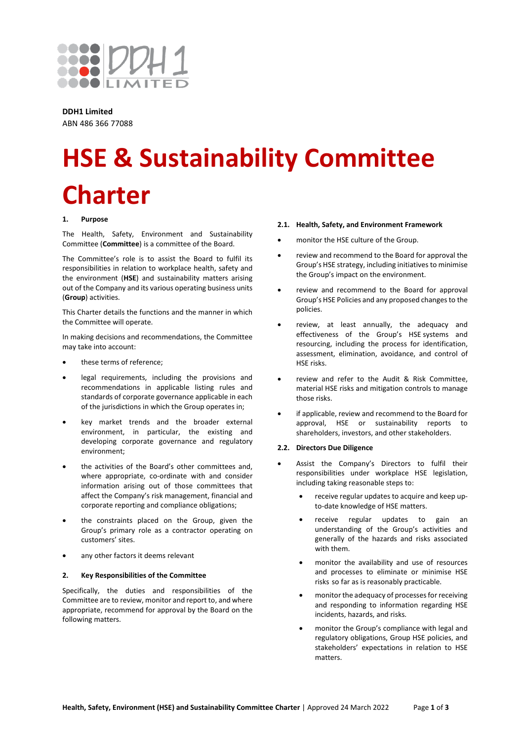**DDH1 Limited**
ABN 486 366 77088

# HSE & Sustainability Committee Charter

## 1. Purpose

The Health, Safety, Environment and Sustainability Committee (**Committee**) is a committee of the Board.

The Committee's role is to assist the Board to fulfil its responsibilities in relation to workplace health, safety and the environment (**HSE**) and sustainability matters arising out of the Company and its various operating business units (**Group**) activities.

This Charter details the functions and the manner in which the Committee will operate.

In making decisions and recommendations, the Committee may take into account:

- these terms of reference;
- legal requirements, including the provisions and recommendations in applicable listing rules and standards of corporate governance applicable in each of the jurisdictions in which the Group operates in;
- key market trends and the broader external environment, in particular, the existing and developing corporate governance and regulatory environment;
- the activities of the Board's other committees and, where appropriate, co-ordinate with and consider information arising out of those committees that affect the Company's risk management, financial and corporate reporting and compliance obligations;
- the constraints placed on the Group, given the Group's primary role as a contractor operating on customers' sites.
- any other factors it deems relevant

## 2. Key Responsibilities of the Committee

Specifically, the duties and responsibilities of the Committee are to review, monitor and report to, and where appropriate, recommend for approval by the Board on the following matters.

### 2.1. Health, Safety, and Environment Framework

- monitor the HSE culture of the Group.
- review and recommend to the Board for approval the Group's HSE strategy, including initiatives to minimise the Group's impact on the environment.
- review and recommend to the Board for approval Group's HSE Policies and any proposed changes to the policies.
- review, at least annually, the adequacy and effectiveness of the Group's HSE systems and resourcing, including the process for identification, assessment, elimination, avoidance, and control of HSE risks.
- review and refer to the Audit & Risk Committee, material HSE risks and mitigation controls to manage those risks.
- if applicable, review and recommend to the Board for approval, HSE or sustainability reports to shareholders, investors, and other stakeholders.

### 2.2. Directors Due Diligence

- Assist the Company's Directors to fulfil their responsibilities under workplace HSE legislation, including taking reasonable steps to:
  - receive regular updates to acquire and keep up-to-date knowledge of HSE matters.
  - receive regular updates to gain an understanding of the Group's activities and generally of the hazards and risks associated with them.
  - monitor the availability and use of resources and processes to eliminate or minimise HSE risks so far as is reasonably practicable.
  - monitor the adequacy of processes for receiving and responding to information regarding HSE incidents, hazards, and risks.
  - monitor the Group's compliance with legal and regulatory obligations, Group HSE policies, and stakeholders' expectations in relation to HSE matters.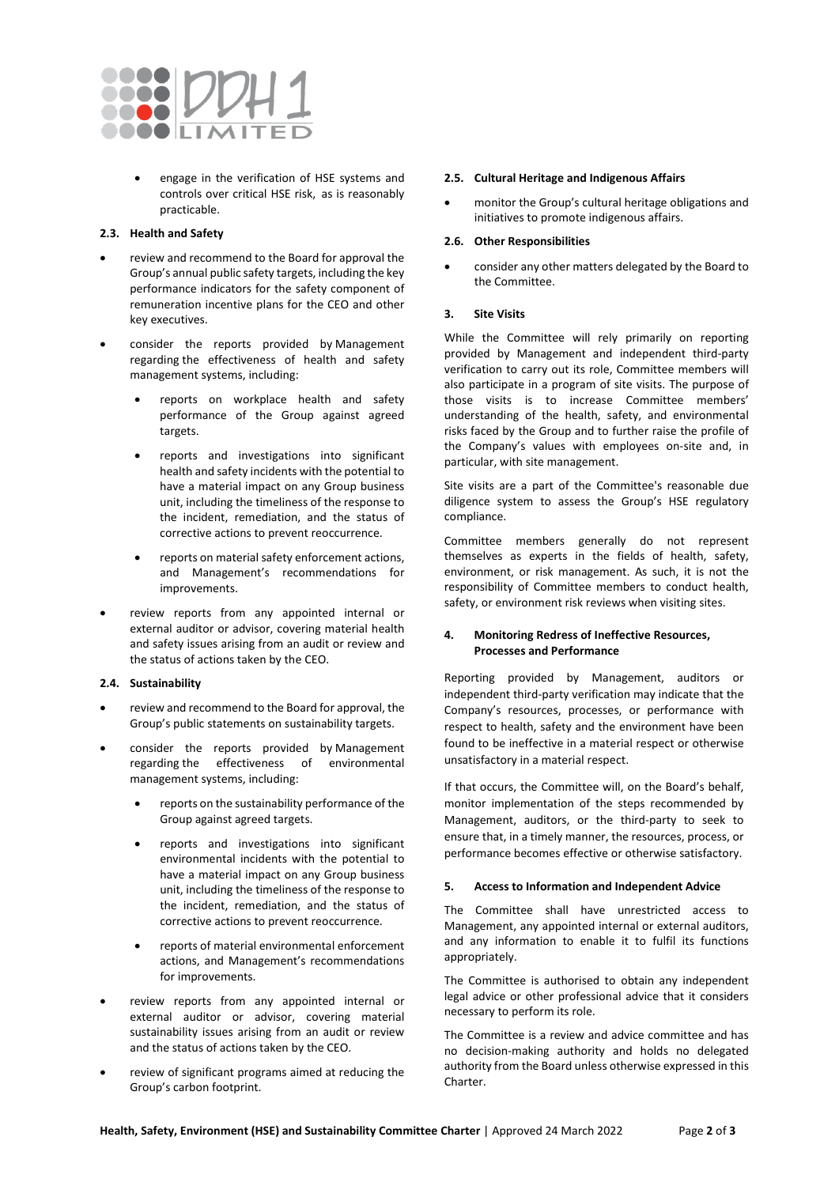- engage in the verification of HSE systems and controls over critical HSE risk, as is reasonably practicable.

### 2.3. Health and Safety

- review and recommend to the Board for approval the Group's annual public safety targets, including the key performance indicators for the safety component of remuneration incentive plans for the CEO and other key executives.
- consider the reports provided by Management regarding the effectiveness of health and safety management systems, including:
    - reports on workplace health and safety performance of the Group against agreed targets.
    - reports and investigations into significant health and safety incidents with the potential to have a material impact on any Group business unit, including the timeliness of the response to the incident, remediation, and the status of corrective actions to prevent reoccurrence.
    - reports on material safety enforcement actions, and Management's recommendations for improvements.
- review reports from any appointed internal or external auditor or advisor, covering material health and safety issues arising from an audit or review and the status of actions taken by the CEO.

### 2.4. Sustainability

- review and recommend to the Board for approval, the Group's public statements on sustainability targets.
- consider the reports provided by Management regarding the effectiveness of environmental management systems, including:
    - reports on the sustainability performance of the Group against agreed targets.
    - reports and investigations into significant environmental incidents with the potential to have a material impact on any Group business unit, including the timeliness of the response to the incident, remediation, and the status of corrective actions to prevent reoccurrence.
    - reports of material environmental enforcement actions, and Management's recommendations for improvements.
- review reports from any appointed internal or external auditor or advisor, covering material sustainability issues arising from an audit or review and the status of actions taken by the CEO.
- review of significant programs aimed at reducing the Group's carbon footprint.

### 2.5. Cultural Heritage and Indigenous Affairs

- monitor the Group's cultural heritage obligations and initiatives to promote indigenous affairs.

### 2.6. Other Responsibilities

- consider any other matters delegated by the Board to the Committee.

## 3. Site Visits

While the Committee will rely primarily on reporting provided by Management and independent third-party verification to carry out its role, Committee members will also participate in a program of site visits. The purpose of those visits is to increase Committee members' understanding of the health, safety, and environmental risks faced by the Group and to further raise the profile of the Company's values with employees on-site and, in particular, with site management.

Site visits are a part of the Committee's reasonable due diligence system to assess the Group's HSE regulatory compliance.

Committee members generally do not represent themselves as experts in the fields of health, safety, environment, or risk management. As such, it is not the responsibility of Committee members to conduct health, safety, or environment risk reviews when visiting sites.

## 4. Monitoring Redress of Ineffective Resources, Processes and Performance

Reporting provided by Management, auditors or independent third-party verification may indicate that the Company's resources, processes, or performance with respect to health, safety and the environment have been found to be ineffective in a material respect or otherwise unsatisfactory in a material respect.

If that occurs, the Committee will, on the Board's behalf, monitor implementation of the steps recommended by Management, auditors, or the third-party to seek to ensure that, in a timely manner, the resources, process, or performance becomes effective or otherwise satisfactory.

## 5. Access to Information and Independent Advice

The Committee shall have unrestricted access to Management, any appointed internal or external auditors, and any information to enable it to fulfil its functions appropriately.

The Committee is authorised to obtain any independent legal advice or other professional advice that it considers necessary to perform its role.

The Committee is a review and advice committee and has no decision-making authority and holds no delegated authority from the Board unless otherwise expressed in this Charter.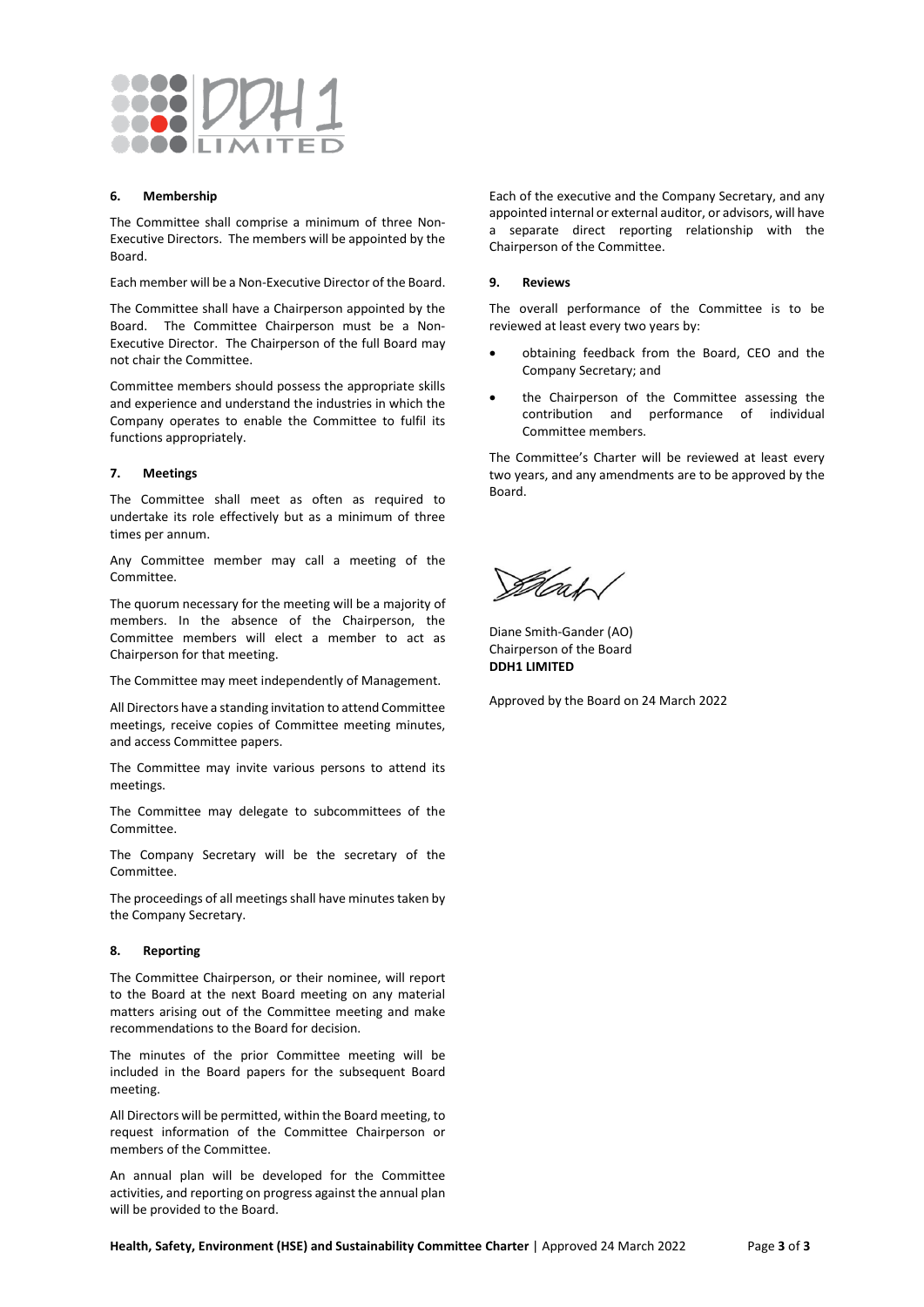## 6. Membership

The Committee shall comprise a minimum of three Non-Executive Directors. The members will be appointed by the Board.

Each member will be a Non-Executive Director of the Board.

The Committee shall have a Chairperson appointed by the Board. The Committee Chairperson must be a Non-Executive Director. The Chairperson of the full Board may not chair the Committee.

Committee members should possess the appropriate skills and experience and understand the industries in which the Company operates to enable the Committee to fulfil its functions appropriately.

## 7. Meetings

The Committee shall meet as often as required to undertake its role effectively but as a minimum of three times per annum.

Any Committee member may call a meeting of the Committee.

The quorum necessary for the meeting will be a majority of members. In the absence of the Chairperson, the Committee members will elect a member to act as Chairperson for that meeting.

The Committee may meet independently of Management.

All Directors have a standing invitation to attend Committee meetings, receive copies of Committee meeting minutes, and access Committee papers.

The Committee may invite various persons to attend its meetings.

The Committee may delegate to subcommittees of the Committee.

The Company Secretary will be the secretary of the Committee.

The proceedings of all meetings shall have minutes taken by the Company Secretary.

## 8. Reporting

The Committee Chairperson, or their nominee, will report to the Board at the next Board meeting on any material matters arising out of the Committee meeting and make recommendations to the Board for decision.

The minutes of the prior Committee meeting will be included in the Board papers for the subsequent Board meeting.

All Directors will be permitted, within the Board meeting, to request information of the Committee Chairperson or members of the Committee.

An annual plan will be developed for the Committee activities, and reporting on progress against the annual plan will be provided to the Board.

Each of the executive and the Company Secretary, and any appointed internal or external auditor, or advisors, will have a separate direct reporting relationship with the Chairperson of the Committee.

## 9. Reviews

The overall performance of the Committee is to be reviewed at least every two years by:

- obtaining feedback from the Board, CEO and the Company Secretary; and
- the Chairperson of the Committee assessing the contribution and performance of individual Committee members.

The Committee's Charter will be reviewed at least every two years, and any amendments are to be approved by the Board.

Diane Smith-Gander (AO)
Chairperson of the Board
**DDH1 LIMITED**

Approved by the Board on 24 March 2022